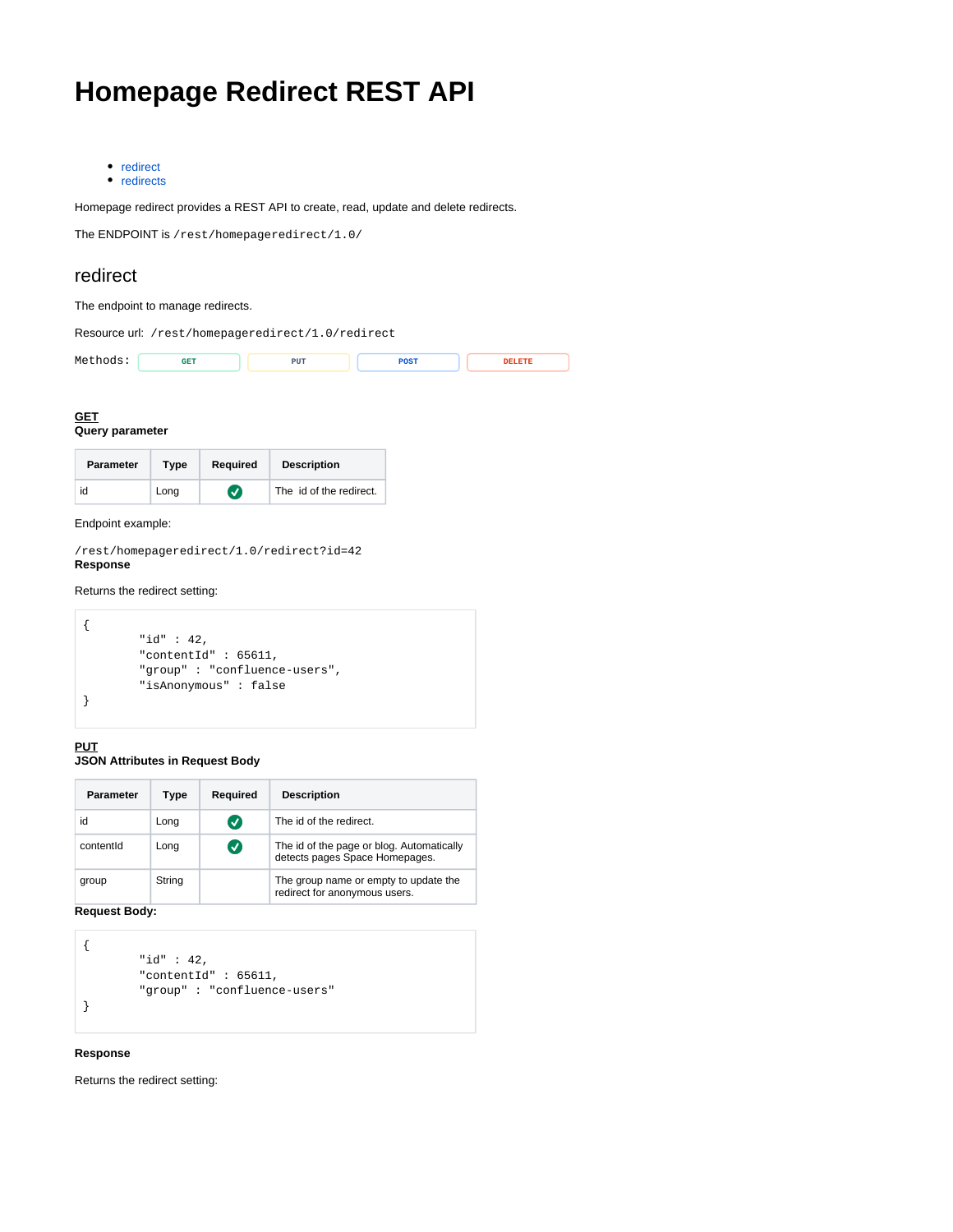# Homepage Redirect REST API

- redirect
- redirects

Homepage redirect provides a REST API to create, read, update and delete redirects.

The ENDPOINT is `/rest/homepageredirect/1.0/`

## redirect

The endpoint to manage redirects.

Resource url: `/rest/homepageredirect/1.0/redirect`

Methods: GET PUT POST DELETE

**GET**
**Query parameter**

| Parameter | Type | Required | Description |
|---|---|---|---|
| id | Long | ✓ | The id of the redirect. |

Endpoint example:

`/rest/homepageredirect/1.0/redirect?id=42`

**Response**

Returns the redirect setting:

```
{
        "id" : 42,
        "contentId" : 65611,
        "group" : "confluence-users",
        "isAnonymous" : false
}
```

**PUT**
**JSON Attributes in Request Body**

| Parameter | Type | Required | Description |
|---|---|---|---|
| id | Long | ✓ | The id of the redirect. |
| contentId | Long | ✓ | The id of the page or blog. Automatically detects pages Space Homepages. |
| group | String | | The group name or empty to update the redirect for anonymous users. |

**Request Body:**

```
{
        "id" : 42,
        "contentId" : 65611,
        "group" : "confluence-users"
}
```

**Response**

Returns the redirect setting: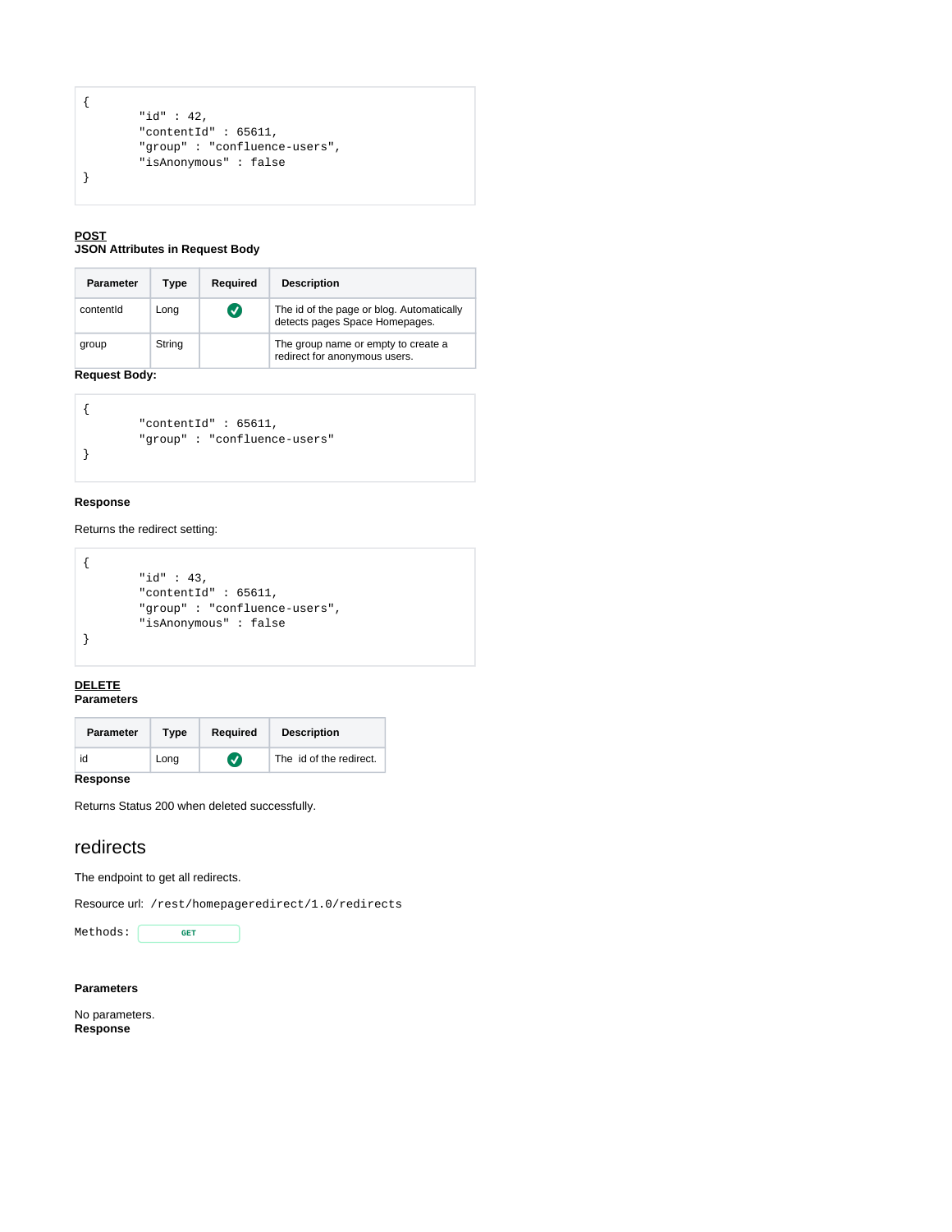```
{
        "id" : 42,
        "contentId" : 65611,
        "group" : "confluence-users",
        "isAnonymous" : false
}
```

**POST**
**JSON Attributes in Request Body**

| Parameter | Type | Required | Description |
|---|---|---|---|
| contentId | Long | ✅ | The id of the page or blog. Automatically detects pages Space Homepages. |
| group | String | | The group name or empty to create a redirect for anonymous users. |

**Request Body:**

```
{
        "contentId" : 65611,
        "group" : "confluence-users"
}
```

**Response**

Returns the redirect setting:

```
{
        "id" : 43,
        "contentId" : 65611,
        "group" : "confluence-users",
        "isAnonymous" : false
}
```

**DELETE**
**Parameters**

| Parameter | Type | Required | Description |
|---|---|---|---|
| id | Long | ✅ | The id of the redirect. |

**Response**

Returns Status 200 when deleted successfully.

## redirects

The endpoint to get all redirects.

Resource url: `/rest/homepageredirect/1.0/redirects`

Methods: GET

**Parameters**

No parameters.

**Response**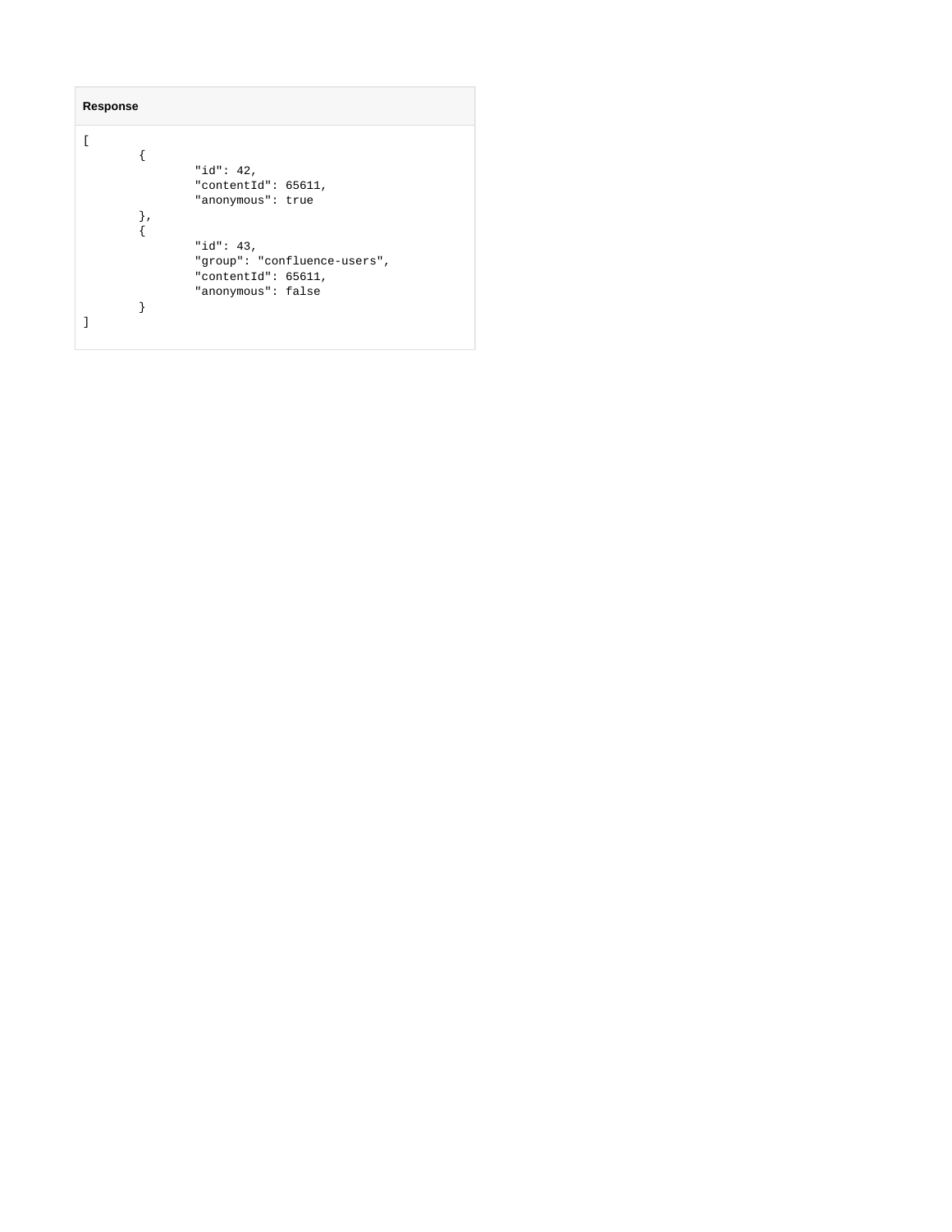**Response**

```
[
	{
		"id": 42,
		"contentId": 65611,
		"anonymous": true
	},
	{
		"id": 43,
		"group": "confluence-users",
		"contentId": 65611,
		"anonymous": false
	}
]
```